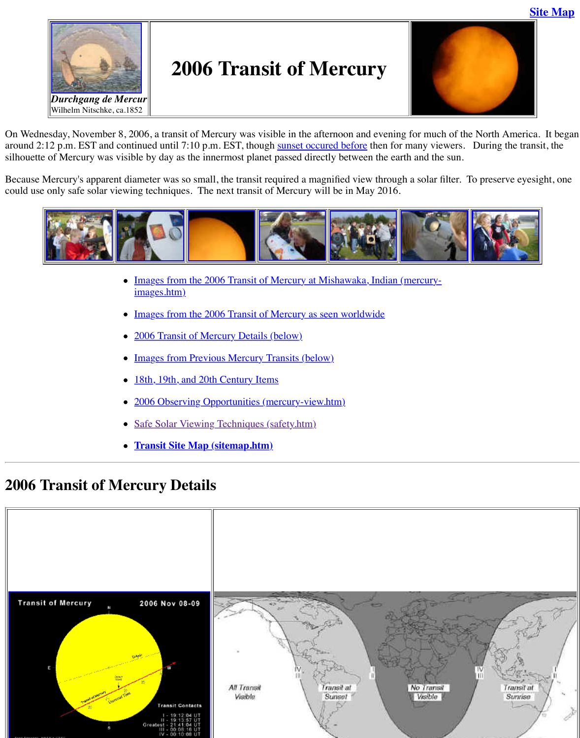Site Map

*Durchgang de Mercur*
Wilhelm Nitschke, ca.1852

# 2006 Transit of Mercury

On Wednesday, November 8, 2006, a transit of Mercury was visible in the afternoon and evening for much of the North America. It began around 2:12 p.m. EST and continued until 7:10 p.m. EST, though sunset occured before then for many viewers. During the transit, the silhouette of Mercury was visible by day as the innermost planet passed directly between the earth and the sun.

Because Mercury's apparent diameter was so small, the transit required a magnified view through a solar filter. To preserve eyesight, one could use only safe solar viewing techniques. The next transit of Mercury will be in May 2016.

- Images from the 2006 Transit of Mercury at Mishawaka, Indian (mercury-images.htm)
- Images from the 2006 Transit of Mercury as seen worldwide
- 2006 Transit of Mercury Details (below)
- Images from Previous Mercury Transits (below)
- 18th, 19th, and 20th Century Items
- 2006 Observing Opportunities (mercury-view.htm)
- Safe Solar Viewing Techniques (safety.htm)
- **Transit Site Map (sitemap.htm)**

---

## 2006 Transit of Mercury Details

Transit of Mercury 2006 Nov 08-09

Transit Contacts
I - 19:12:04 UT
II - 19:13:57 UT
Greatest - 21:41:04 UT
III - 00:08:16 UT
IV - 00:10:08 UT

All Transit Visible | Transit at Sunset | No Transit Visible | Transit at Sunrise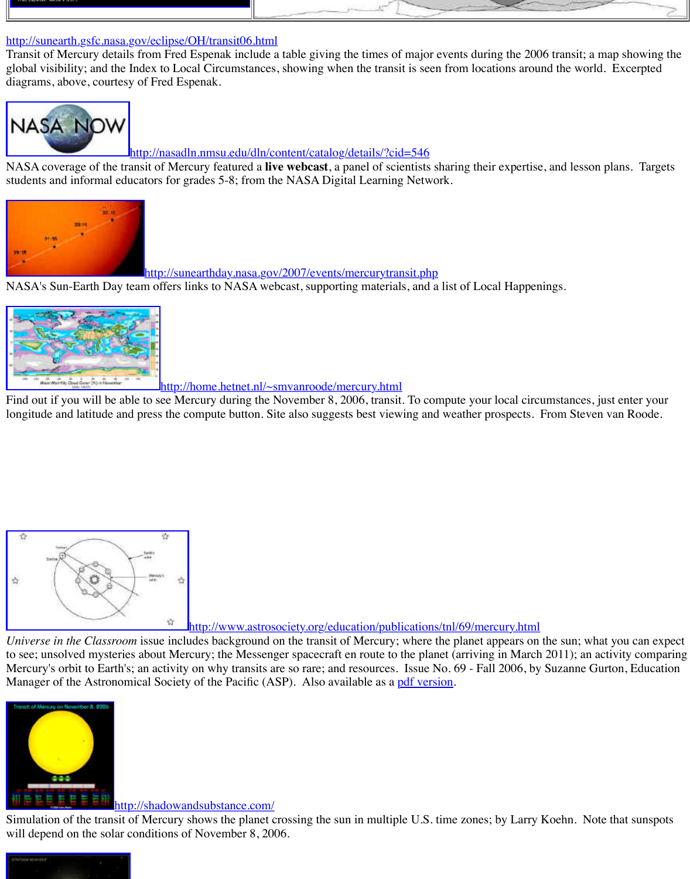http://sunearth.gsfc.nasa.gov/eclipse/OH/transit06.html
Transit of Mercury details from Fred Espenak include a table giving the times of major events during the 2006 transit; a map showing the global visibility; and the Index to Local Circumstances, showing when the transit is seen from locations around the world. Excerpted diagrams, above, courtesy of Fred Espenak.

http://nasadln.nmsu.edu/dln/content/catalog/details/?cid=546
NASA coverage of the transit of Mercury featured a **live webcast**, a panel of scientists sharing their expertise, and lesson plans. Targets students and informal educators for grades 5-8; from the NASA Digital Learning Network.

http://sunearthday.nasa.gov/2007/events/mercurytransit.php
NASA's Sun-Earth Day team offers links to NASA webcast, supporting materials, and a list of Local Happenings.

http://home.hetnet.nl/~smvanroode/mercury.html
Find out if you will be able to see Mercury during the November 8, 2006, transit. To compute your local circumstances, just enter your longitude and latitude and press the compute button. Site also suggests best viewing and weather prospects. From Steven van Roode.

http://www.astrosociety.org/education/publications/tnl/69/mercury.html
*Universe in the Classroom* issue includes background on the transit of Mercury; where the planet appears on the sun; what you can expect to see; unsolved mysteries about Mercury; the Messenger spacecraft en route to the planet (arriving in March 2011); an activity comparing Mercury's orbit to Earth's; an activity on why transits are so rare; and resources. Issue No. 69 - Fall 2006, by Suzanne Gurton, Education Manager of the Astronomical Society of the Pacific (ASP). Also available as a pdf version.

http://shadowandsubstance.com/
Simulation of the transit of Mercury shows the planet crossing the sun in multiple U.S. time zones; by Larry Koehn. Note that sunspots will depend on the solar conditions of November 8, 2006.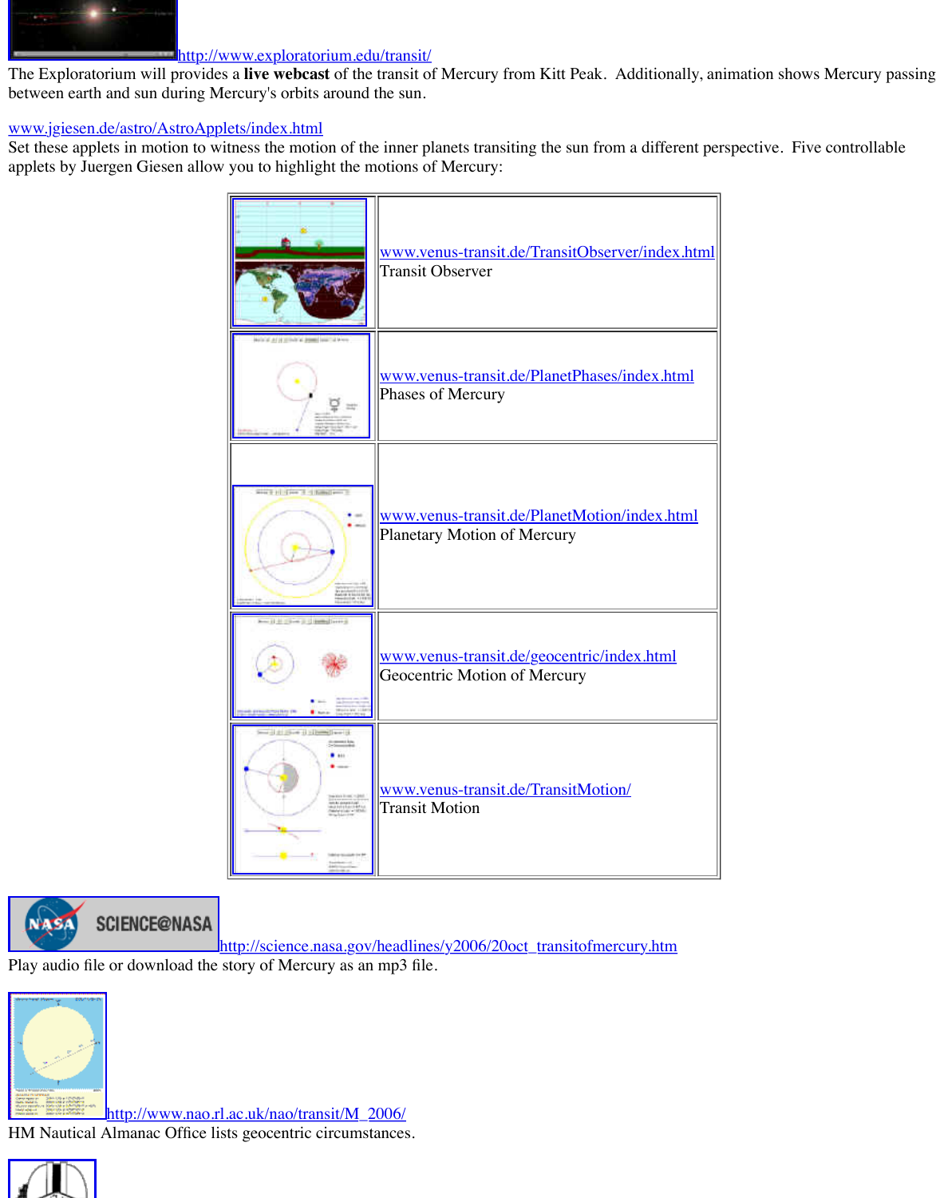http://www.exploratorium.edu/transit/

The Exploratorium will provides a **live webcast** of the transit of Mercury from Kitt Peak. Additionally, animation shows Mercury passing between earth and sun during Mercury's orbits around the sun.

www.jgiesen.de/astro/AstroApplets/index.html

Set these applets in motion to witness the motion of the inner planets transiting the sun from a different perspective. Five controllable applets by Juergen Giesen allow you to highlight the motions of Mercury:

| | |
|---|---|
| | www.venus-transit.de/TransitObserver/index.html Transit Observer |
| | www.venus-transit.de/PlanetPhases/index.html Phases of Mercury |
| | www.venus-transit.de/PlanetMotion/index.html Planetary Motion of Mercury |
| | www.venus-transit.de/geocentric/index.html Geocentric Motion of Mercury |
| | www.venus-transit.de/TransitMotion/ Transit Motion |

http://science.nasa.gov/headlines/y2006/20oct_transitofmercury.htm

Play audio file or download the story of Mercury as an mp3 file.

http://www.nao.rl.ac.uk/nao/transit/M_2006/

HM Nautical Almanac Office lists geocentric circumstances.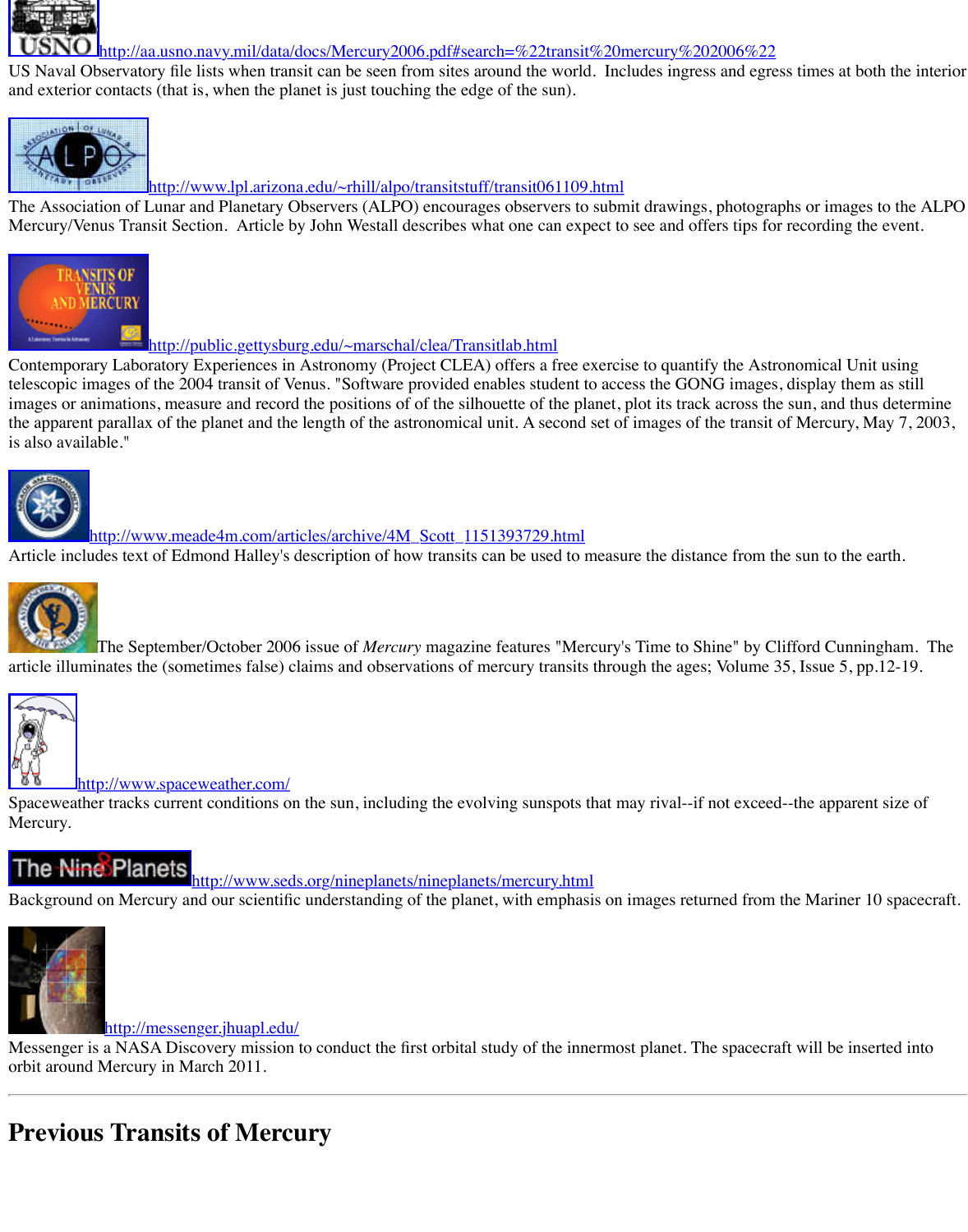[http://aa.usno.navy.mil/data/docs/Mercury2006.pdf#search=%22transit%20mercury%202006%22](http://aa.usno.navy.mil/data/docs/Mercury2006.pdf#search=%22transit%20mercury%202006%22)
US Naval Observatory file lists when transit can be seen from sites around the world. Includes ingress and egress times at both the interior and exterior contacts (that is, when the planet is just touching the edge of the sun).

[http://www.lpl.arizona.edu/~rhill/alpo/transitstuff/transit061109.html](http://www.lpl.arizona.edu/~rhill/alpo/transitstuff/transit061109.html)
The Association of Lunar and Planetary Observers (ALPO) encourages observers to submit drawings, photographs or images to the ALPO Mercury/Venus Transit Section. Article by John Westall describes what one can expect to see and offers tips for recording the event.

[http://public.gettysburg.edu/~marschal/clea/Transitlab.html](http://public.gettysburg.edu/~marschal/clea/Transitlab.html)
Contemporary Laboratory Experiences in Astronomy (Project CLEA) offers a free exercise to quantify the Astronomical Unit using telescopic images of the 2004 transit of Venus. "Software provided enables student to access the GONG images, display them as still images or animations, measure and record the positions of of the silhouette of the planet, plot its track across the sun, and thus determine the apparent parallax of the planet and the length of the astronomical unit. A second set of images of the transit of Mercury, May 7, 2003, is also available."

[http://www.meade4m.com/articles/archive/4M_Scott_1151393729.html](http://www.meade4m.com/articles/archive/4M_Scott_1151393729.html)
Article includes text of Edmond Halley's description of how transits can be used to measure the distance from the sun to the earth.

The September/October 2006 issue of *Mercury* magazine features "Mercury's Time to Shine" by Clifford Cunningham. The article illuminates the (sometimes false) claims and observations of mercury transits through the ages; Volume 35, Issue 5, pp.12-19.

[http://www.spaceweather.com/](http://www.spaceweather.com/)
Spaceweather tracks current conditions on the sun, including the evolving sunspots that may rival--if not exceed--the apparent size of Mercury.

[http://www.seds.org/nineplanets/nineplanets/mercury.html](http://www.seds.org/nineplanets/nineplanets/mercury.html)
Background on Mercury and our scientific understanding of the planet, with emphasis on images returned from the Mariner 10 spacecraft.

[http://messenger.jhuapl.edu/](http://messenger.jhuapl.edu/)
Messenger is a NASA Discovery mission to conduct the first orbital study of the innermost planet. The spacecraft will be inserted into orbit around Mercury in March 2011.

---

## Previous Transits of Mercury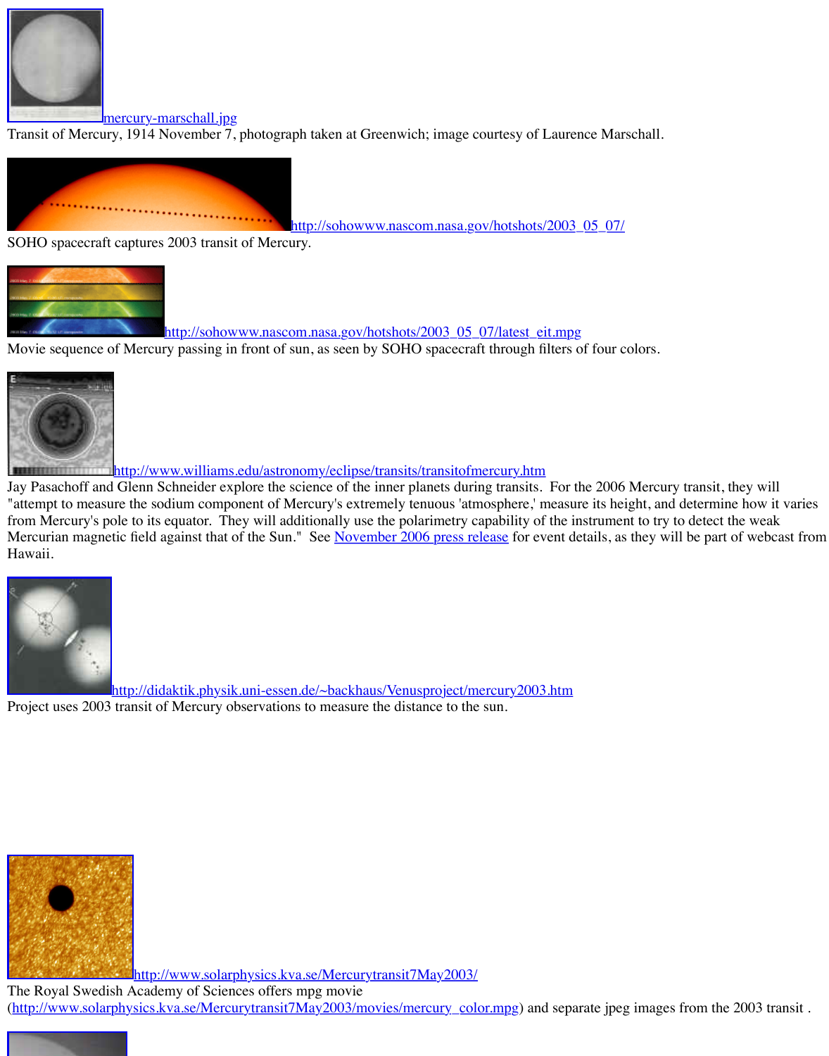[mercury-marschall.jpg](mercury-marschall.jpg)
Transit of Mercury, 1914 November 7, photograph taken at Greenwich; image courtesy of Laurence Marschall.

[http://sohowww.nascom.nasa.gov/hotshots/2003_05_07/](http://sohowww.nascom.nasa.gov/hotshots/2003_05_07/)
SOHO spacecraft captures 2003 transit of Mercury.

[http://sohowww.nascom.nasa.gov/hotshots/2003_05_07/latest_eit.mpg](http://sohowww.nascom.nasa.gov/hotshots/2003_05_07/latest_eit.mpg)
Movie sequence of Mercury passing in front of sun, as seen by SOHO spacecraft through filters of four colors.

[http://www.williams.edu/astronomy/eclipse/transits/transitofmercury.htm](http://www.williams.edu/astronomy/eclipse/transits/transitofmercury.htm)
Jay Pasachoff and Glenn Schneider explore the science of the inner planets during transits. For the 2006 Mercury transit, they will "attempt to measure the sodium component of Mercury's extremely tenuous 'atmosphere,' measure its height, and determine how it varies from Mercury's pole to its equator. They will additionally use the polarimetry capability of the instrument to try to detect the weak Mercurian magnetic field against that of the Sun." See November 2006 press release for event details, as they will be part of webcast from Hawaii.

[http://didaktik.physik.uni-essen.de/~backhaus/Venusproject/mercury2003.htm](http://didaktik.physik.uni-essen.de/~backhaus/Venusproject/mercury2003.htm)
Project uses 2003 transit of Mercury observations to measure the distance to the sun.

[http://www.solarphysics.kva.se/Mercurytransit7May2003/](http://www.solarphysics.kva.se/Mercurytransit7May2003/)
The Royal Swedish Academy of Sciences offers mpg movie ([http://www.solarphysics.kva.se/Mercurytransit7May2003/movies/mercury_color.mpg](http://www.solarphysics.kva.se/Mercurytransit7May2003/movies/mercury_color.mpg)) and separate jpeg images from the 2003 transit .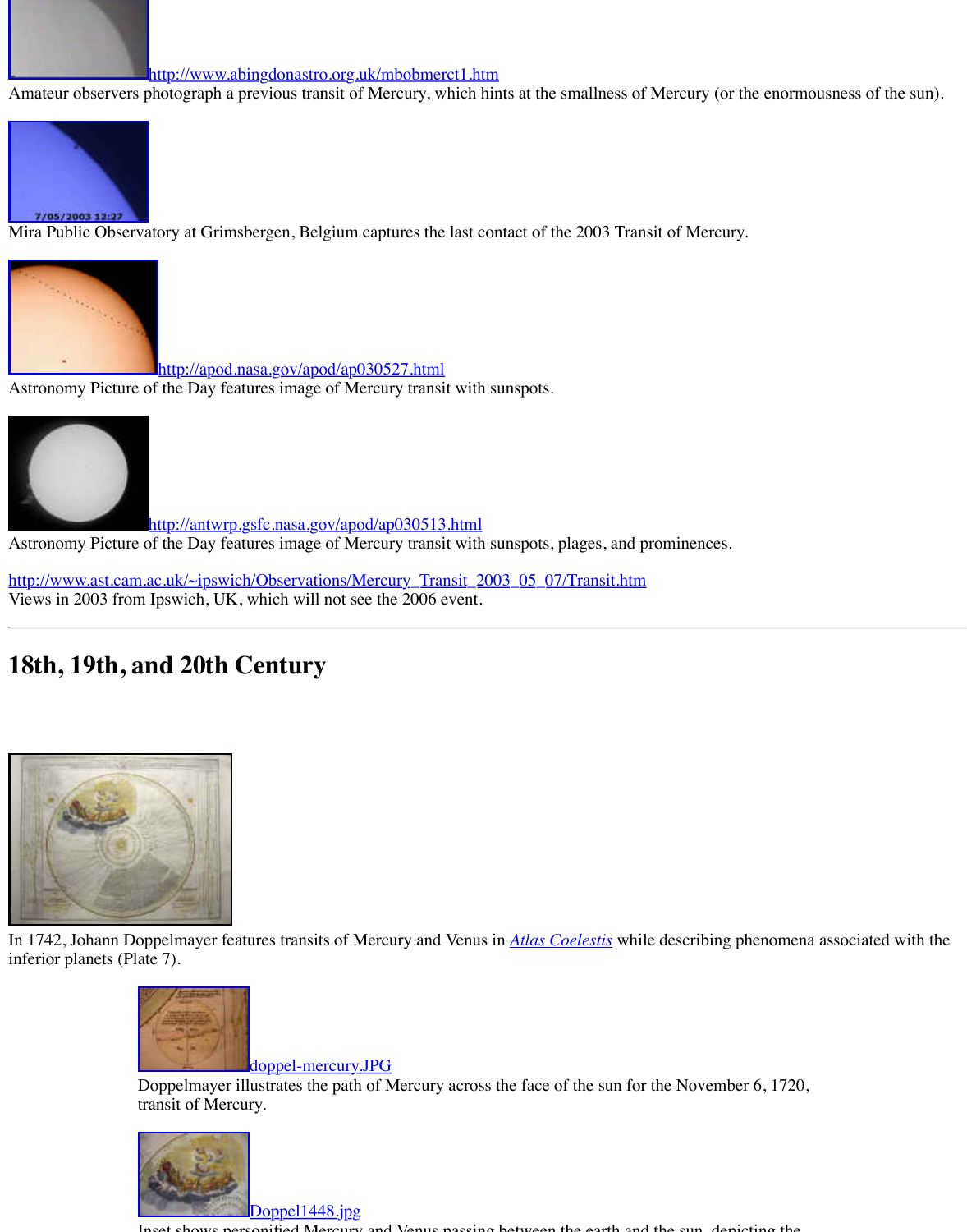http://www.abingdonastro.org.uk/mbobmerct1.htm
Amateur observers photograph a previous transit of Mercury, which hints at the smallness of Mercury (or the enormousness of the sun).

Mira Public Observatory at Grimsbergen, Belgium captures the last contact of the 2003 Transit of Mercury.

http://apod.nasa.gov/apod/ap030527.html
Astronomy Picture of the Day features image of Mercury transit with sunspots.

http://antwrp.gsfc.nasa.gov/apod/ap030513.html
Astronomy Picture of the Day features image of Mercury transit with sunspots, plages, and prominences.

http://www.ast.cam.ac.uk/~ipswich/Observations/Mercury_Transit_2003_05_07/Transit.htm
Views in 2003 from Ipswich, UK, which will not see the 2006 event.

---

## 18th, 19th, and 20th Century

In 1742, Johann Doppelmayer features transits of Mercury and Venus in *Atlas Coelestis* while describing phenomena associated with the inferior planets (Plate 7).

doppel-mercury.JPG
Doppelmayer illustrates the path of Mercury across the face of the sun for the November 6, 1720, transit of Mercury.

Doppel1448.jpg
Inset shows personified Mercury and Venus passing between the earth and the sun, depicting the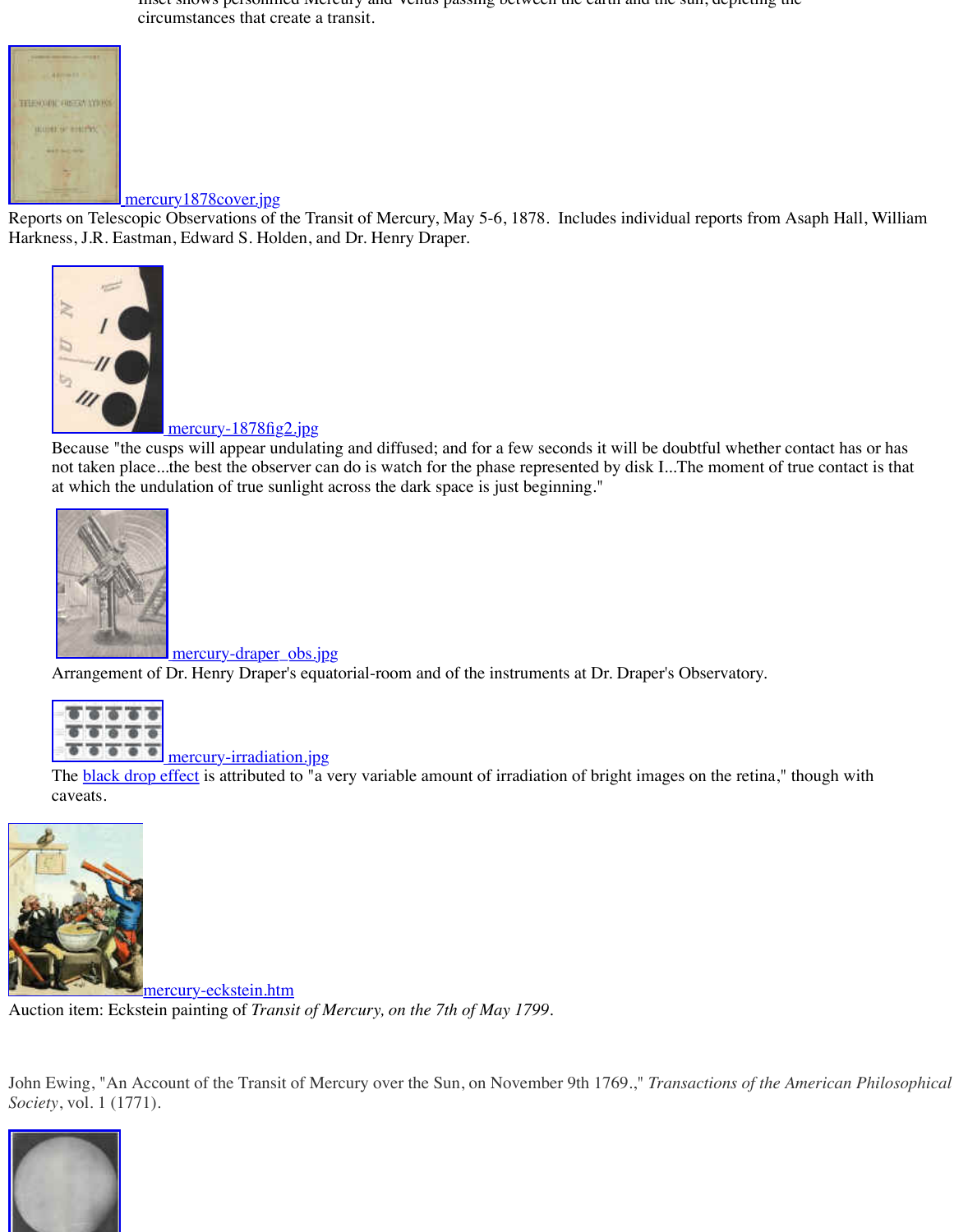circumstances that create a transit.

mercury1878cover.jpg

Reports on Telescopic Observations of the Transit of Mercury, May 5-6, 1878. Includes individual reports from Asaph Hall, William Harkness, J.R. Eastman, Edward S. Holden, and Dr. Henry Draper.

mercury-1878fig2.jpg

Because "the cusps will appear undulating and diffused; and for a few seconds it will be doubtful whether contact has or has not taken place...the best the observer can do is watch for the phase represented by disk I...The moment of true contact is that at which the undulation of true sunlight across the dark space is just beginning."

mercury-draper_obs.jpg

Arrangement of Dr. Henry Draper's equatorial-room and of the instruments at Dr. Draper's Observatory.

mercury-irradiation.jpg

The black drop effect is attributed to "a very variable amount of irradiation of bright images on the retina," though with caveats.

mercury-eckstein.htm

Auction item: Eckstein painting of *Transit of Mercury, on the 7th of May 1799*.

John Ewing, "An Account of the Transit of Mercury over the Sun, on November 9th 1769.," *Transactions of the American Philosophical Society*, vol. 1 (1771).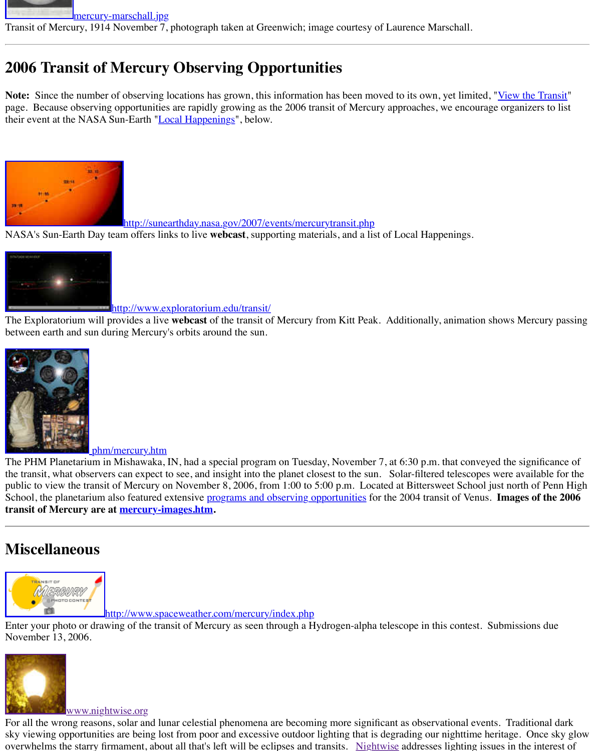mercury-marschall.jpg
Transit of Mercury, 1914 November 7, photograph taken at Greenwich; image courtesy of Laurence Marschall.

---

## 2006 Transit of Mercury Observing Opportunities

**Note:** Since the number of observing locations has grown, this information has been moved to its own, yet limited, "View the Transit" page. Because observing opportunities are rapidly growing as the 2006 transit of Mercury approaches, we encourage organizers to list their event at the NASA Sun-Earth "Local Happenings", below.

http://sunearthday.nasa.gov/2007/events/mercurytransit.php
NASA's Sun-Earth Day team offers links to live **webcast**, supporting materials, and a list of Local Happenings.

http://www.exploratorium.edu/transit/
The Exploratorium will provides a live **webcast** of the transit of Mercury from Kitt Peak. Additionally, animation shows Mercury passing between earth and sun during Mercury's orbits around the sun.

phm/mercury.htm
The PHM Planetarium in Mishawaka, IN, had a special program on Tuesday, November 7, at 6:30 p.m. that conveyed the significance of the transit, what observers can expect to see, and insight into the planet closest to the sun. Solar-filtered telescopes were available for the public to view the transit of Mercury on November 8, 2006, from 1:00 to 5:00 p.m. Located at Bittersweet School just north of Penn High School, the planetarium also featured extensive programs and observing opportunities for the 2004 transit of Venus. **Images of the 2006 transit of Mercury are at mercury-images.htm.**

---

## Miscellaneous

http://www.spaceweather.com/mercury/index.php
Enter your photo or drawing of the transit of Mercury as seen through a Hydrogen-alpha telescope in this contest. Submissions due November 13, 2006.

www.nightwise.org
For all the wrong reasons, solar and lunar celestial phenomena are becoming more significant as observational events. Traditional dark sky viewing opportunities are being lost from poor and excessive outdoor lighting that is degrading our nighttime heritage. Once sky glow overwhelms the starry firmament, about all that's left will be eclipses and transits. Nightwise addresses lighting issues in the interest of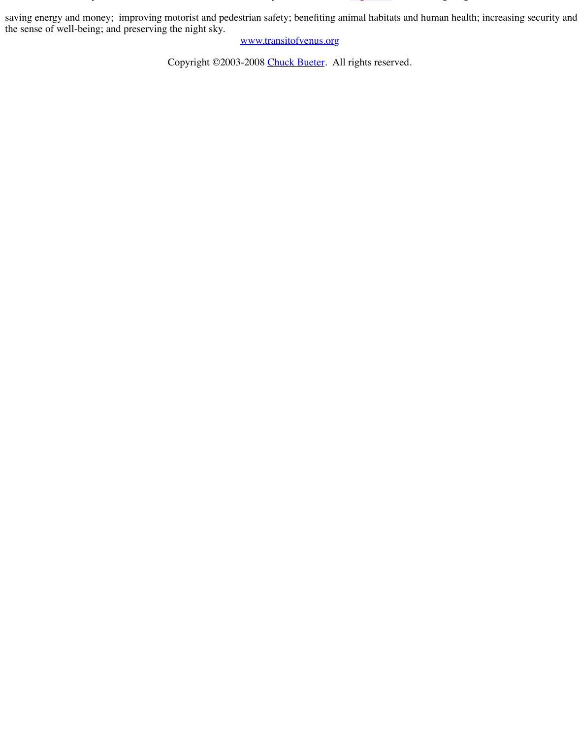saving energy and money; improving motorist and pedestrian safety; benefiting animal habitats and human health; increasing security and the sense of well-being; and preserving the night sky.

www.transitofvenus.org

Copyright ©2003-2008 Chuck Bueter. All rights reserved.